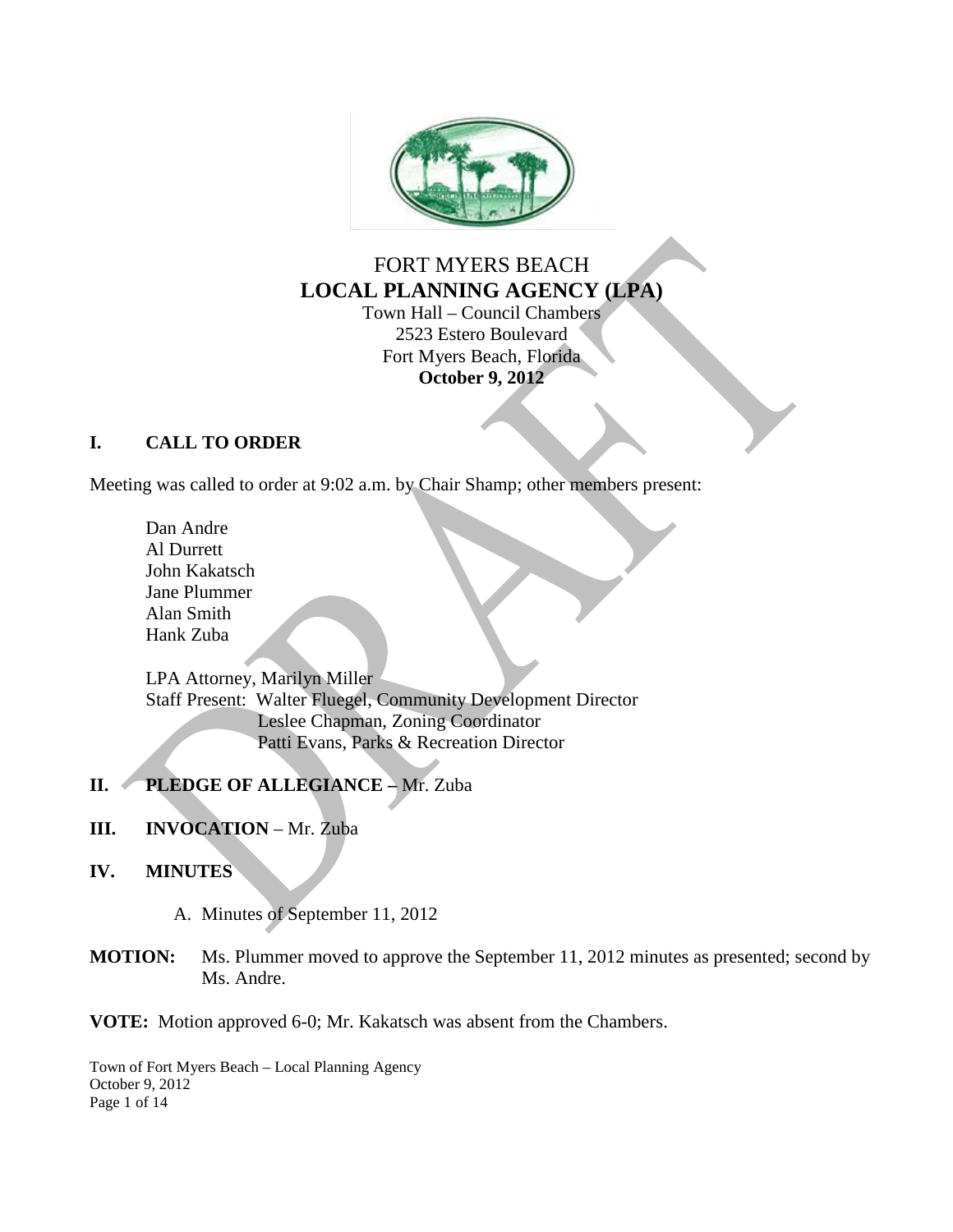# FORT MYERS BEACH
## LOCAL PLANNING AGENCY (LPA)

Town Hall – Council Chambers
2523 Estero Boulevard
Fort Myers Beach, Florida
**October 9, 2012**

## I. CALL TO ORDER

Meeting was called to order at 9:02 a.m. by Chair Shamp; other members present:

Dan Andre
Al Durrett
John Kakatsch
Jane Plummer
Alan Smith
Hank Zuba

LPA Attorney, Marilyn Miller
Staff Present: Walter Fluegel, Community Development Director
Leslee Chapman, Zoning Coordinator
Patti Evans, Parks & Recreation Director

## II. PLEDGE OF ALLEGIANCE – Mr. Zuba

## III. INVOCATION – Mr. Zuba

## IV. MINUTES

A. Minutes of September 11, 2012

**MOTION:** Ms. Plummer moved to approve the September 11, 2012 minutes as presented; second by Ms. Andre.

**VOTE:** Motion approved 6-0; Mr. Kakatsch was absent from the Chambers.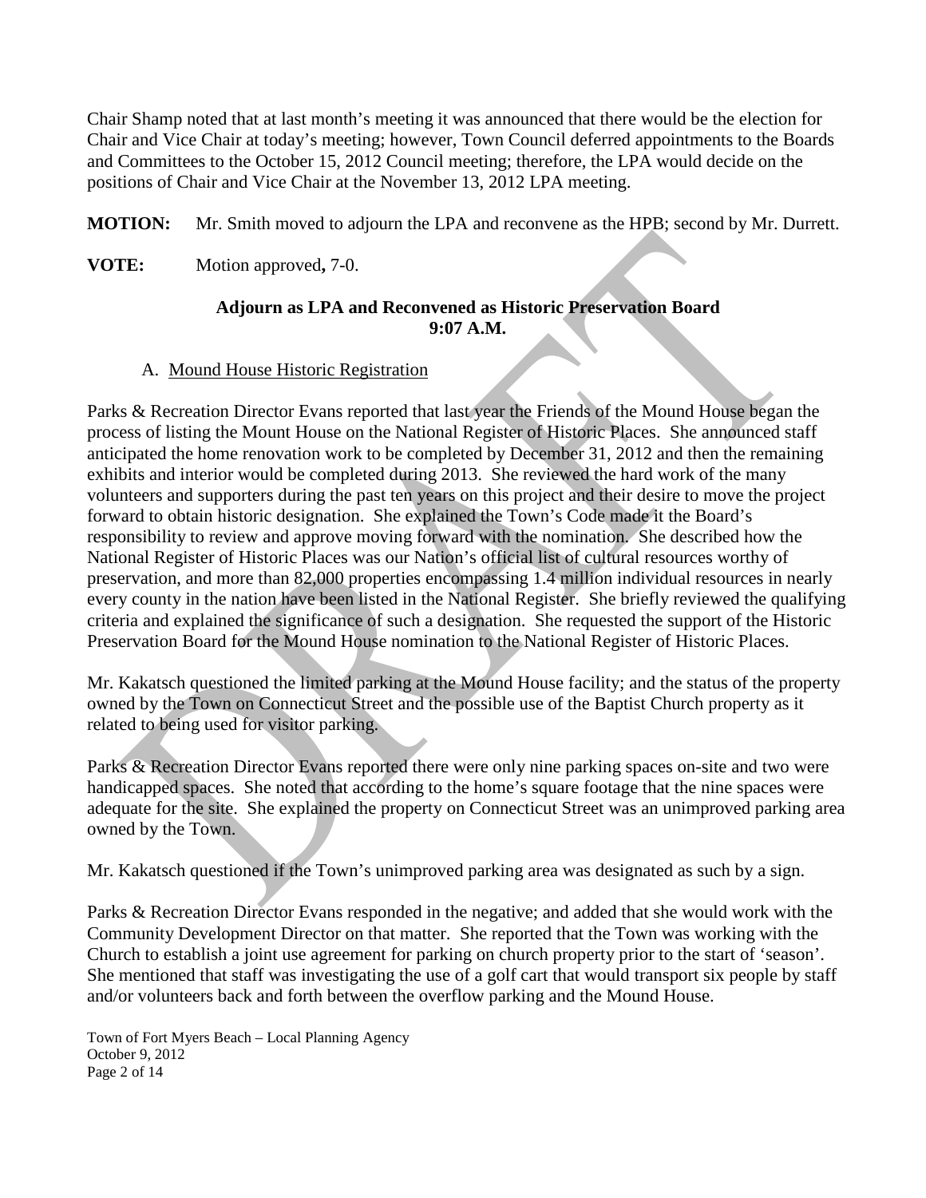Chair Shamp noted that at last month's meeting it was announced that there would be the election for Chair and Vice Chair at today's meeting; however, Town Council deferred appointments to the Boards and Committees to the October 15, 2012 Council meeting; therefore, the LPA would decide on the positions of Chair and Vice Chair at the November 13, 2012 LPA meeting.

**MOTION:** Mr. Smith moved to adjourn the LPA and reconvene as the HPB; second by Mr. Durrett.

**VOTE:** Motion approved**,** 7-0.

**Adjourn as LPA and Reconvened as Historic Preservation Board**
**9:07 A.M.**

A. Mound House Historic Registration

Parks & Recreation Director Evans reported that last year the Friends of the Mound House began the process of listing the Mount House on the National Register of Historic Places. She announced staff anticipated the home renovation work to be completed by December 31, 2012 and then the remaining exhibits and interior would be completed during 2013. She reviewed the hard work of the many volunteers and supporters during the past ten years on this project and their desire to move the project forward to obtain historic designation. She explained the Town's Code made it the Board's responsibility to review and approve moving forward with the nomination. She described how the National Register of Historic Places was our Nation's official list of cultural resources worthy of preservation, and more than 82,000 properties encompassing 1.4 million individual resources in nearly every county in the nation have been listed in the National Register. She briefly reviewed the qualifying criteria and explained the significance of such a designation. She requested the support of the Historic Preservation Board for the Mound House nomination to the National Register of Historic Places.

Mr. Kakatsch questioned the limited parking at the Mound House facility; and the status of the property owned by the Town on Connecticut Street and the possible use of the Baptist Church property as it related to being used for visitor parking.

Parks & Recreation Director Evans reported there were only nine parking spaces on-site and two were handicapped spaces. She noted that according to the home's square footage that the nine spaces were adequate for the site. She explained the property on Connecticut Street was an unimproved parking area owned by the Town.

Mr. Kakatsch questioned if the Town's unimproved parking area was designated as such by a sign.

Parks & Recreation Director Evans responded in the negative; and added that she would work with the Community Development Director on that matter. She reported that the Town was working with the Church to establish a joint use agreement for parking on church property prior to the start of 'season'. She mentioned that staff was investigating the use of a golf cart that would transport six people by staff and/or volunteers back and forth between the overflow parking and the Mound House.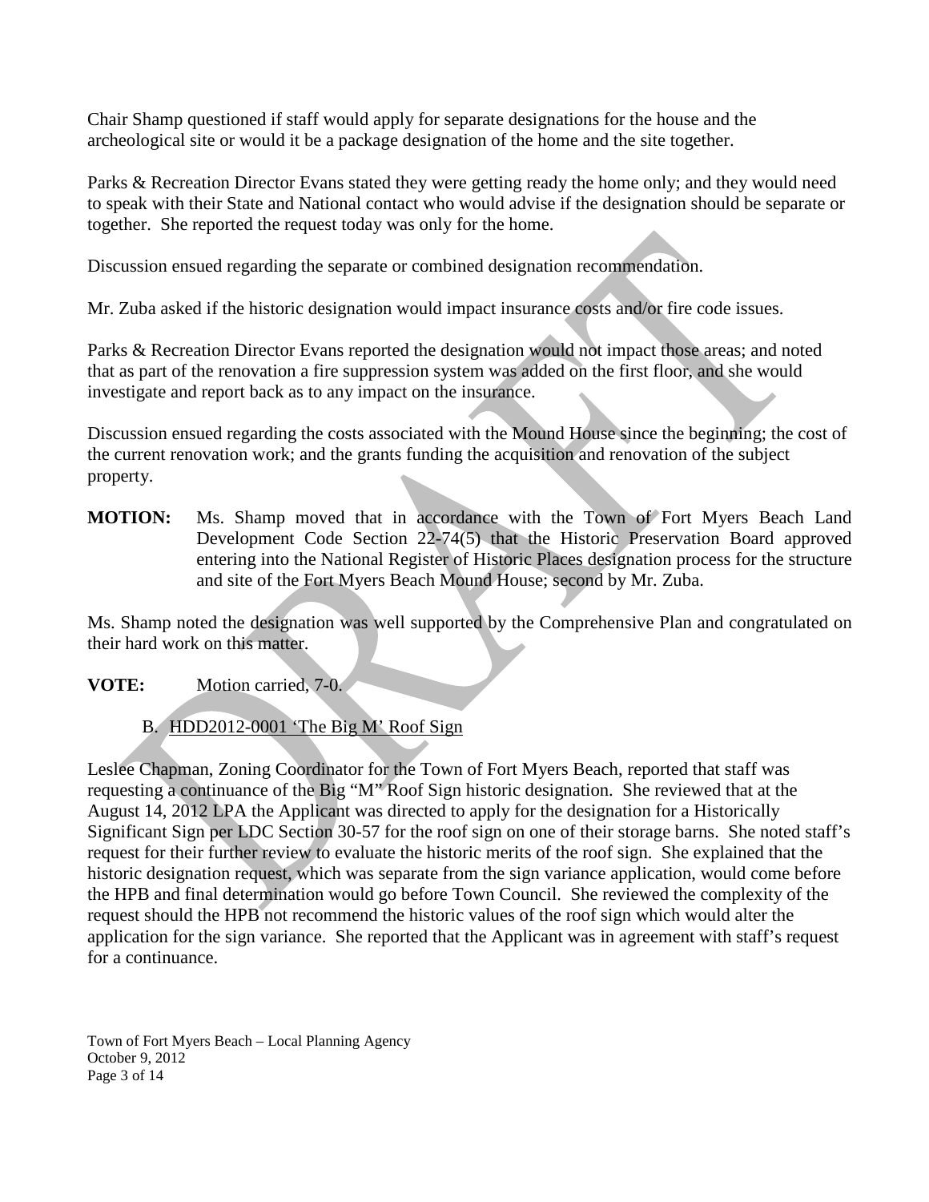Chair Shamp questioned if staff would apply for separate designations for the house and the archeological site or would it be a package designation of the home and the site together.

Parks & Recreation Director Evans stated they were getting ready the home only; and they would need to speak with their State and National contact who would advise if the designation should be separate or together. She reported the request today was only for the home.

Discussion ensued regarding the separate or combined designation recommendation.

Mr. Zuba asked if the historic designation would impact insurance costs and/or fire code issues.

Parks & Recreation Director Evans reported the designation would not impact those areas; and noted that as part of the renovation a fire suppression system was added on the first floor, and she would investigate and report back as to any impact on the insurance.

Discussion ensued regarding the costs associated with the Mound House since the beginning; the cost of the current renovation work; and the grants funding the acquisition and renovation of the subject property.

**MOTION:** Ms. Shamp moved that in accordance with the Town of Fort Myers Beach Land Development Code Section 22-74(5) that the Historic Preservation Board approved entering into the National Register of Historic Places designation process for the structure and site of the Fort Myers Beach Mound House; second by Mr. Zuba.

Ms. Shamp noted the designation was well supported by the Comprehensive Plan and congratulated on their hard work on this matter.

**VOTE:** Motion carried, 7-0.

B. HDD2012-0001 'The Big M' Roof Sign

Leslee Chapman, Zoning Coordinator for the Town of Fort Myers Beach, reported that staff was requesting a continuance of the Big "M" Roof Sign historic designation. She reviewed that at the August 14, 2012 LPA the Applicant was directed to apply for the designation for a Historically Significant Sign per LDC Section 30-57 for the roof sign on one of their storage barns. She noted staff's request for their further review to evaluate the historic merits of the roof sign. She explained that the historic designation request, which was separate from the sign variance application, would come before the HPB and final determination would go before Town Council. She reviewed the complexity of the request should the HPB not recommend the historic values of the roof sign which would alter the application for the sign variance. She reported that the Applicant was in agreement with staff's request for a continuance.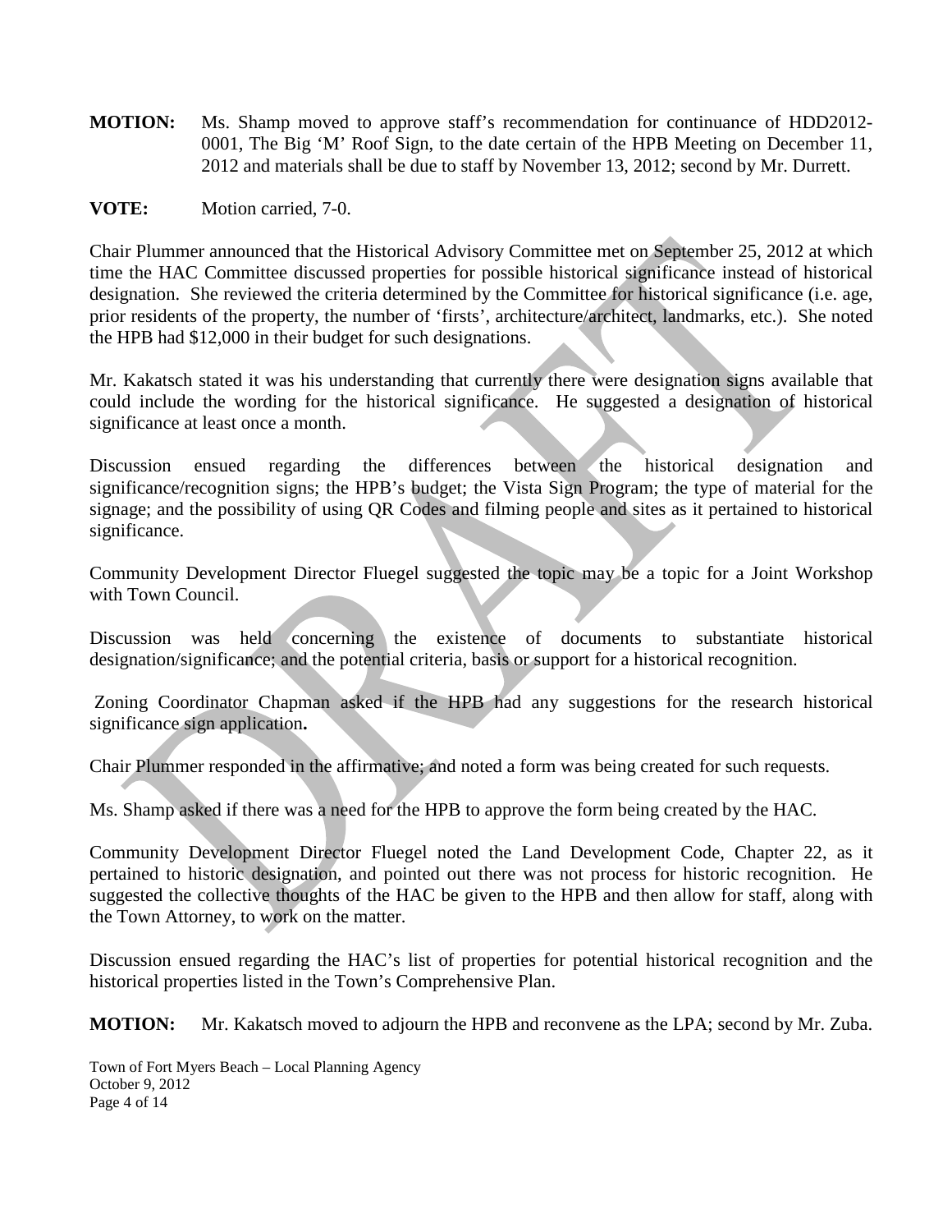**MOTION:** Ms. Shamp moved to approve staff's recommendation for continuance of HDD2012-0001, The Big 'M' Roof Sign, to the date certain of the HPB Meeting on December 11, 2012 and materials shall be due to staff by November 13, 2012; second by Mr. Durrett.

**VOTE:** Motion carried, 7-0.

Chair Plummer announced that the Historical Advisory Committee met on September 25, 2012 at which time the HAC Committee discussed properties for possible historical significance instead of historical designation. She reviewed the criteria determined by the Committee for historical significance (i.e. age, prior residents of the property, the number of 'firsts', architecture/architect, landmarks, etc.). She noted the HPB had $12,000 in their budget for such designations.

Mr. Kakatsch stated it was his understanding that currently there were designation signs available that could include the wording for the historical significance. He suggested a designation of historical significance at least once a month.

Discussion ensued regarding the differences between the historical designation and significance/recognition signs; the HPB's budget; the Vista Sign Program; the type of material for the signage; and the possibility of using QR Codes and filming people and sites as it pertained to historical significance.

Community Development Director Fluegel suggested the topic may be a topic for a Joint Workshop with Town Council.

Discussion was held concerning the existence of documents to substantiate historical designation/significance; and the potential criteria, basis or support for a historical recognition.

Zoning Coordinator Chapman asked if the HPB had any suggestions for the research historical significance sign application.

Chair Plummer responded in the affirmative; and noted a form was being created for such requests.

Ms. Shamp asked if there was a need for the HPB to approve the form being created by the HAC.

Community Development Director Fluegel noted the Land Development Code, Chapter 22, as it pertained to historic designation, and pointed out there was not process for historic recognition. He suggested the collective thoughts of the HAC be given to the HPB and then allow for staff, along with the Town Attorney, to work on the matter.

Discussion ensued regarding the HAC's list of properties for potential historical recognition and the historical properties listed in the Town's Comprehensive Plan.

**MOTION:** Mr. Kakatsch moved to adjourn the HPB and reconvene as the LPA; second by Mr. Zuba.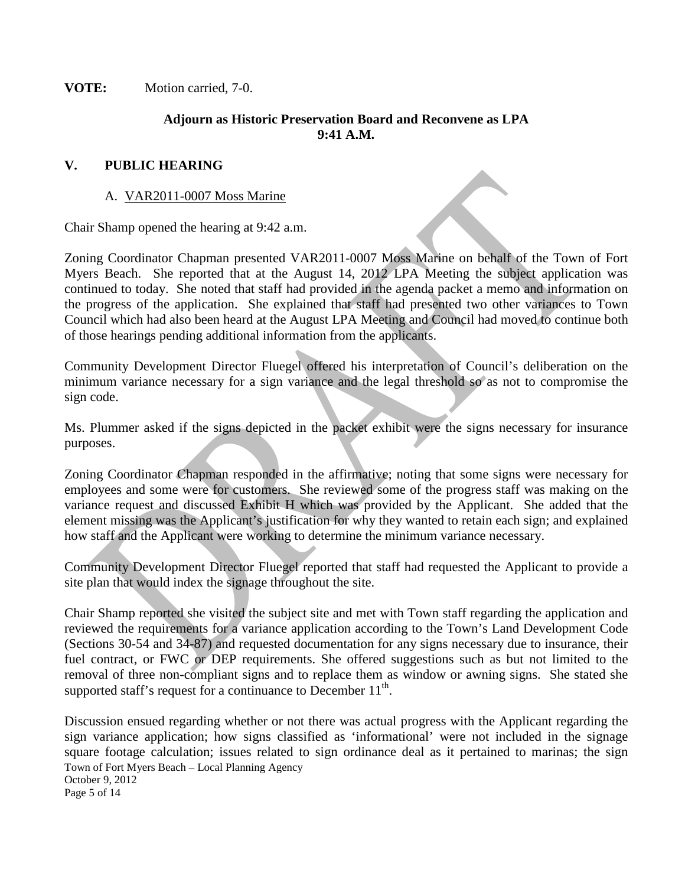**VOTE:** Motion carried, 7-0.

**Adjourn as Historic Preservation Board and Reconvene as LPA**
**9:41 A.M.**

## V. PUBLIC HEARING

### A. VAR2011-0007 Moss Marine

Chair Shamp opened the hearing at 9:42 a.m.

Zoning Coordinator Chapman presented VAR2011-0007 Moss Marine on behalf of the Town of Fort Myers Beach. She reported that at the August 14, 2012 LPA Meeting the subject application was continued to today. She noted that staff had provided in the agenda packet a memo and information on the progress of the application. She explained that staff had presented two other variances to Town Council which had also been heard at the August LPA Meeting and Council had moved to continue both of those hearings pending additional information from the applicants.

Community Development Director Fluegel offered his interpretation of Council's deliberation on the minimum variance necessary for a sign variance and the legal threshold so as not to compromise the sign code.

Ms. Plummer asked if the signs depicted in the packet exhibit were the signs necessary for insurance purposes.

Zoning Coordinator Chapman responded in the affirmative; noting that some signs were necessary for employees and some were for customers. She reviewed some of the progress staff was making on the variance request and discussed Exhibit H which was provided by the Applicant. She added that the element missing was the Applicant's justification for why they wanted to retain each sign; and explained how staff and the Applicant were working to determine the minimum variance necessary.

Community Development Director Fluegel reported that staff had requested the Applicant to provide a site plan that would index the signage throughout the site.

Chair Shamp reported she visited the subject site and met with Town staff regarding the application and reviewed the requirements for a variance application according to the Town's Land Development Code (Sections 30-54 and 34-87) and requested documentation for any signs necessary due to insurance, their fuel contract, or FWC or DEP requirements. She offered suggestions such as but not limited to the removal of three non-compliant signs and to replace them as window or awning signs. She stated she supported staff's request for a continuance to December 11th.

Discussion ensued regarding whether or not there was actual progress with the Applicant regarding the sign variance application; how signs classified as 'informational' were not included in the signage square footage calculation; issues related to sign ordinance deal as it pertained to marinas; the sign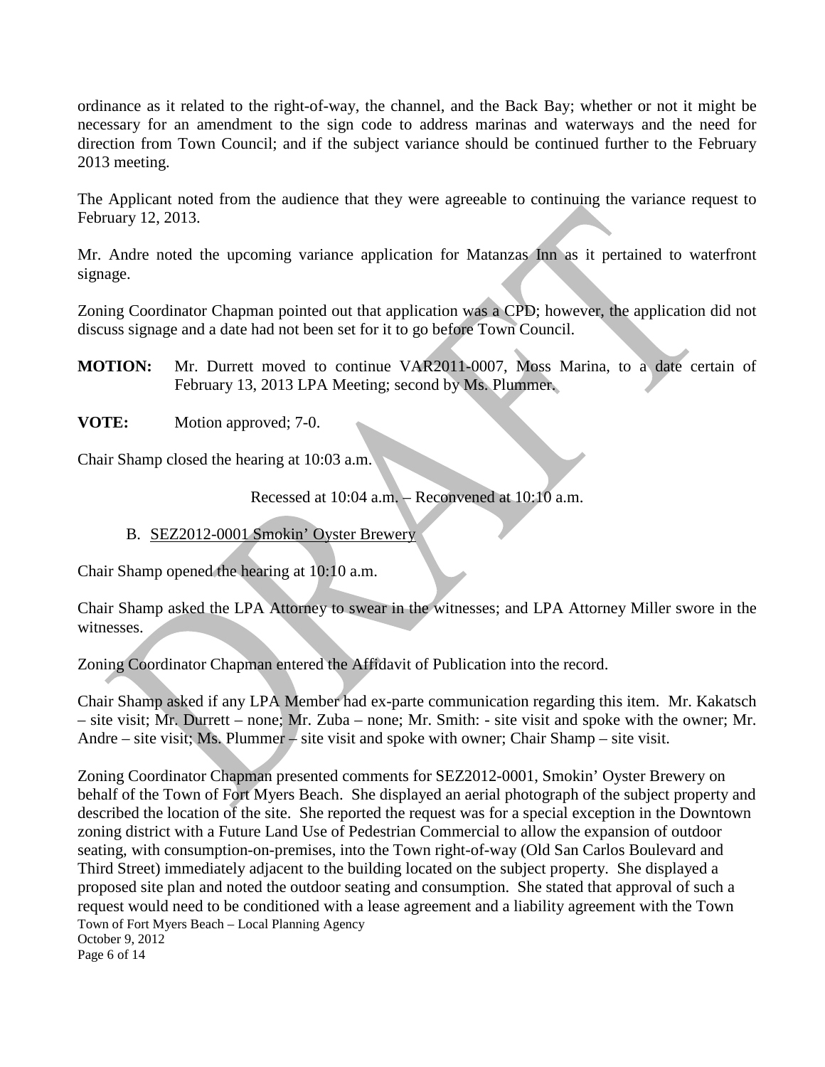ordinance as it related to the right-of-way, the channel, and the Back Bay; whether or not it might be necessary for an amendment to the sign code to address marinas and waterways and the need for direction from Town Council; and if the subject variance should be continued further to the February 2013 meeting.

The Applicant noted from the audience that they were agreeable to continuing the variance request to February 12, 2013.

Mr. Andre noted the upcoming variance application for Matanzas Inn as it pertained to waterfront signage.

Zoning Coordinator Chapman pointed out that application was a CPD; however, the application did not discuss signage and a date had not been set for it to go before Town Council.

**MOTION:** Mr. Durrett moved to continue VAR2011-0007, Moss Marina, to a date certain of February 13, 2013 LPA Meeting; second by Ms. Plummer.

**VOTE:** Motion approved; 7-0.

Chair Shamp closed the hearing at 10:03 a.m.

Recessed at 10:04 a.m. – Reconvened at 10:10 a.m.

B. SEZ2012-0001 Smokin' Oyster Brewery

Chair Shamp opened the hearing at 10:10 a.m.

Chair Shamp asked the LPA Attorney to swear in the witnesses; and LPA Attorney Miller swore in the witnesses.

Zoning Coordinator Chapman entered the Affidavit of Publication into the record.

Chair Shamp asked if any LPA Member had ex-parte communication regarding this item. Mr. Kakatsch – site visit; Mr. Durrett – none; Mr. Zuba – none; Mr. Smith: - site visit and spoke with the owner; Mr. Andre – site visit; Ms. Plummer – site visit and spoke with owner; Chair Shamp – site visit.

Zoning Coordinator Chapman presented comments for SEZ2012-0001, Smokin' Oyster Brewery on behalf of the Town of Fort Myers Beach. She displayed an aerial photograph of the subject property and described the location of the site. She reported the request was for a special exception in the Downtown zoning district with a Future Land Use of Pedestrian Commercial to allow the expansion of outdoor seating, with consumption-on-premises, into the Town right-of-way (Old San Carlos Boulevard and Third Street) immediately adjacent to the building located on the subject property. She displayed a proposed site plan and noted the outdoor seating and consumption. She stated that approval of such a request would need to be conditioned with a lease agreement and a liability agreement with the Town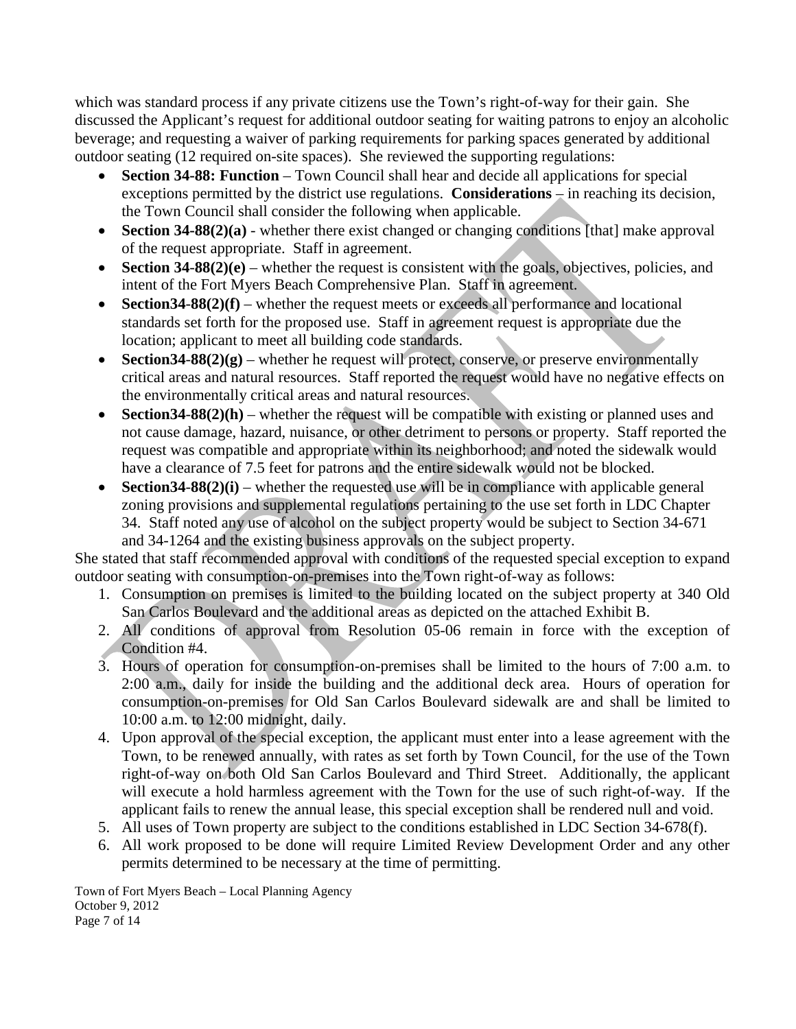which was standard process if any private citizens use the Town's right-of-way for their gain. She discussed the Applicant's request for additional outdoor seating for waiting patrons to enjoy an alcoholic beverage; and requesting a waiver of parking requirements for parking spaces generated by additional outdoor seating (12 required on-site spaces). She reviewed the supporting regulations:

- **Section 34-88: Function** – Town Council shall hear and decide all applications for special exceptions permitted by the district use regulations. **Considerations** – in reaching its decision, the Town Council shall consider the following when applicable.
- **Section 34-88(2)(a)** - whether there exist changed or changing conditions [that] make approval of the request appropriate. Staff in agreement.
- **Section 34-88(2)(e)** – whether the request is consistent with the goals, objectives, policies, and intent of the Fort Myers Beach Comprehensive Plan. Staff in agreement.
- **Section34-88(2)(f)** – whether the request meets or exceeds all performance and locational standards set forth for the proposed use. Staff in agreement request is appropriate due the location; applicant to meet all building code standards.
- **Section34-88(2)(g)** – whether he request will protect, conserve, or preserve environmentally critical areas and natural resources. Staff reported the request would have no negative effects on the environmentally critical areas and natural resources.
- **Section34-88(2)(h)** – whether the request will be compatible with existing or planned uses and not cause damage, hazard, nuisance, or other detriment to persons or property. Staff reported the request was compatible and appropriate within its neighborhood; and noted the sidewalk would have a clearance of 7.5 feet for patrons and the entire sidewalk would not be blocked.
- **Section34-88(2)(i)** – whether the requested use will be in compliance with applicable general zoning provisions and supplemental regulations pertaining to the use set forth in LDC Chapter 34. Staff noted any use of alcohol on the subject property would be subject to Section 34-671 and 34-1264 and the existing business approvals on the subject property.

She stated that staff recommended approval with conditions of the requested special exception to expand outdoor seating with consumption-on-premises into the Town right-of-way as follows:

1. Consumption on premises is limited to the building located on the subject property at 340 Old San Carlos Boulevard and the additional areas as depicted on the attached Exhibit B.
2. All conditions of approval from Resolution 05-06 remain in force with the exception of Condition #4.
3. Hours of operation for consumption-on-premises shall be limited to the hours of 7:00 a.m. to 2:00 a.m., daily for inside the building and the additional deck area. Hours of operation for consumption-on-premises for Old San Carlos Boulevard sidewalk are and shall be limited to 10:00 a.m. to 12:00 midnight, daily.
4. Upon approval of the special exception, the applicant must enter into a lease agreement with the Town, to be renewed annually, with rates as set forth by Town Council, for the use of the Town right-of-way on both Old San Carlos Boulevard and Third Street. Additionally, the applicant will execute a hold harmless agreement with the Town for the use of such right-of-way. If the applicant fails to renew the annual lease, this special exception shall be rendered null and void.
5. All uses of Town property are subject to the conditions established in LDC Section 34-678(f).
6. All work proposed to be done will require Limited Review Development Order and any other permits determined to be necessary at the time of permitting.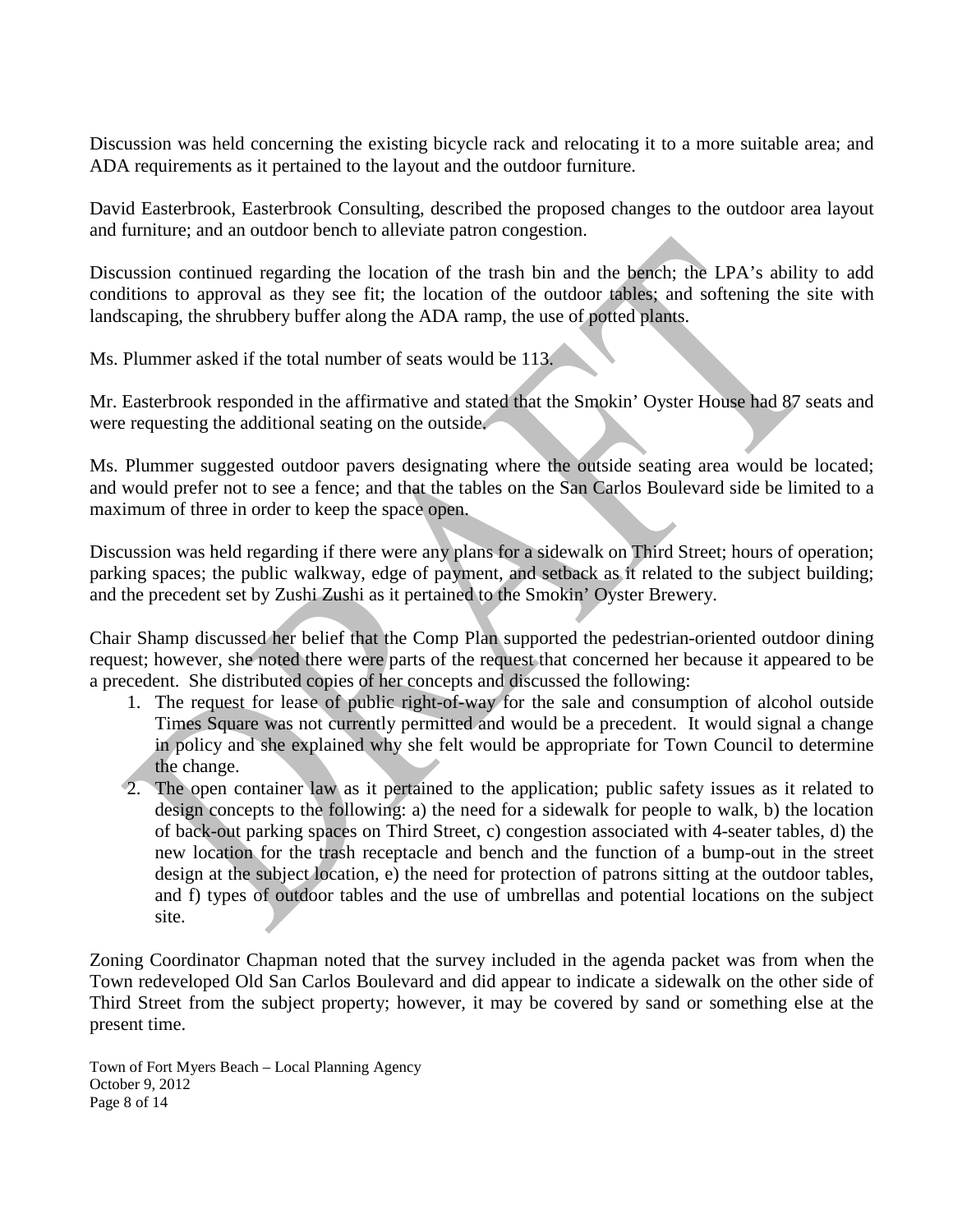Discussion was held concerning the existing bicycle rack and relocating it to a more suitable area; and ADA requirements as it pertained to the layout and the outdoor furniture.

David Easterbrook, Easterbrook Consulting, described the proposed changes to the outdoor area layout and furniture; and an outdoor bench to alleviate patron congestion.

Discussion continued regarding the location of the trash bin and the bench; the LPA's ability to add conditions to approval as they see fit; the location of the outdoor tables; and softening the site with landscaping, the shrubbery buffer along the ADA ramp, the use of potted plants.

Ms. Plummer asked if the total number of seats would be 113.

Mr. Easterbrook responded in the affirmative and stated that the Smokin' Oyster House had 87 seats and were requesting the additional seating on the outside.

Ms. Plummer suggested outdoor pavers designating where the outside seating area would be located; and would prefer not to see a fence; and that the tables on the San Carlos Boulevard side be limited to a maximum of three in order to keep the space open.

Discussion was held regarding if there were any plans for a sidewalk on Third Street; hours of operation; parking spaces; the public walkway, edge of payment, and setback as it related to the subject building; and the precedent set by Zushi Zushi as it pertained to the Smokin' Oyster Brewery.

Chair Shamp discussed her belief that the Comp Plan supported the pedestrian-oriented outdoor dining request; however, she noted there were parts of the request that concerned her because it appeared to be a precedent. She distributed copies of her concepts and discussed the following:

1. The request for lease of public right-of-way for the sale and consumption of alcohol outside Times Square was not currently permitted and would be a precedent. It would signal a change in policy and she explained why she felt would be appropriate for Town Council to determine the change.
2. The open container law as it pertained to the application; public safety issues as it related to design concepts to the following: a) the need for a sidewalk for people to walk, b) the location of back-out parking spaces on Third Street, c) congestion associated with 4-seater tables, d) the new location for the trash receptacle and bench and the function of a bump-out in the street design at the subject location, e) the need for protection of patrons sitting at the outdoor tables, and f) types of outdoor tables and the use of umbrellas and potential locations on the subject site.

Zoning Coordinator Chapman noted that the survey included in the agenda packet was from when the Town redeveloped Old San Carlos Boulevard and did appear to indicate a sidewalk on the other side of Third Street from the subject property; however, it may be covered by sand or something else at the present time.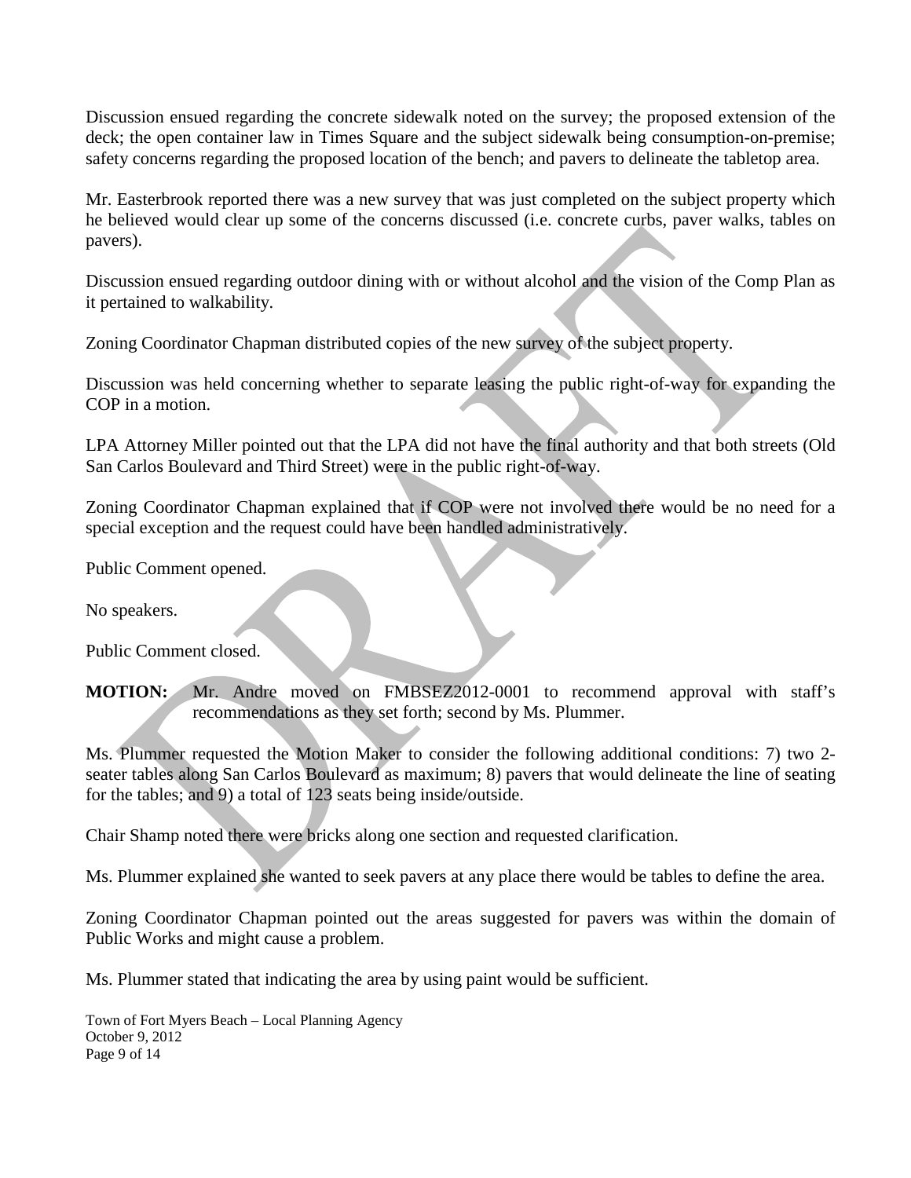Discussion ensued regarding the concrete sidewalk noted on the survey; the proposed extension of the deck; the open container law in Times Square and the subject sidewalk being consumption-on-premise; safety concerns regarding the proposed location of the bench; and pavers to delineate the tabletop area.

Mr. Easterbrook reported there was a new survey that was just completed on the subject property which he believed would clear up some of the concerns discussed (i.e. concrete curbs, paver walks, tables on pavers).

Discussion ensued regarding outdoor dining with or without alcohol and the vision of the Comp Plan as it pertained to walkability.

Zoning Coordinator Chapman distributed copies of the new survey of the subject property.

Discussion was held concerning whether to separate leasing the public right-of-way for expanding the COP in a motion.

LPA Attorney Miller pointed out that the LPA did not have the final authority and that both streets (Old San Carlos Boulevard and Third Street) were in the public right-of-way.

Zoning Coordinator Chapman explained that if COP were not involved there would be no need for a special exception and the request could have been handled administratively.

Public Comment opened.

No speakers.

Public Comment closed.

**MOTION:** Mr. Andre moved on FMBSEZ2012-0001 to recommend approval with staff's recommendations as they set forth; second by Ms. Plummer.

Ms. Plummer requested the Motion Maker to consider the following additional conditions: 7) two 2-seater tables along San Carlos Boulevard as maximum; 8) pavers that would delineate the line of seating for the tables; and 9) a total of 123 seats being inside/outside.

Chair Shamp noted there were bricks along one section and requested clarification.

Ms. Plummer explained she wanted to seek pavers at any place there would be tables to define the area.

Zoning Coordinator Chapman pointed out the areas suggested for pavers was within the domain of Public Works and might cause a problem.

Ms. Plummer stated that indicating the area by using paint would be sufficient.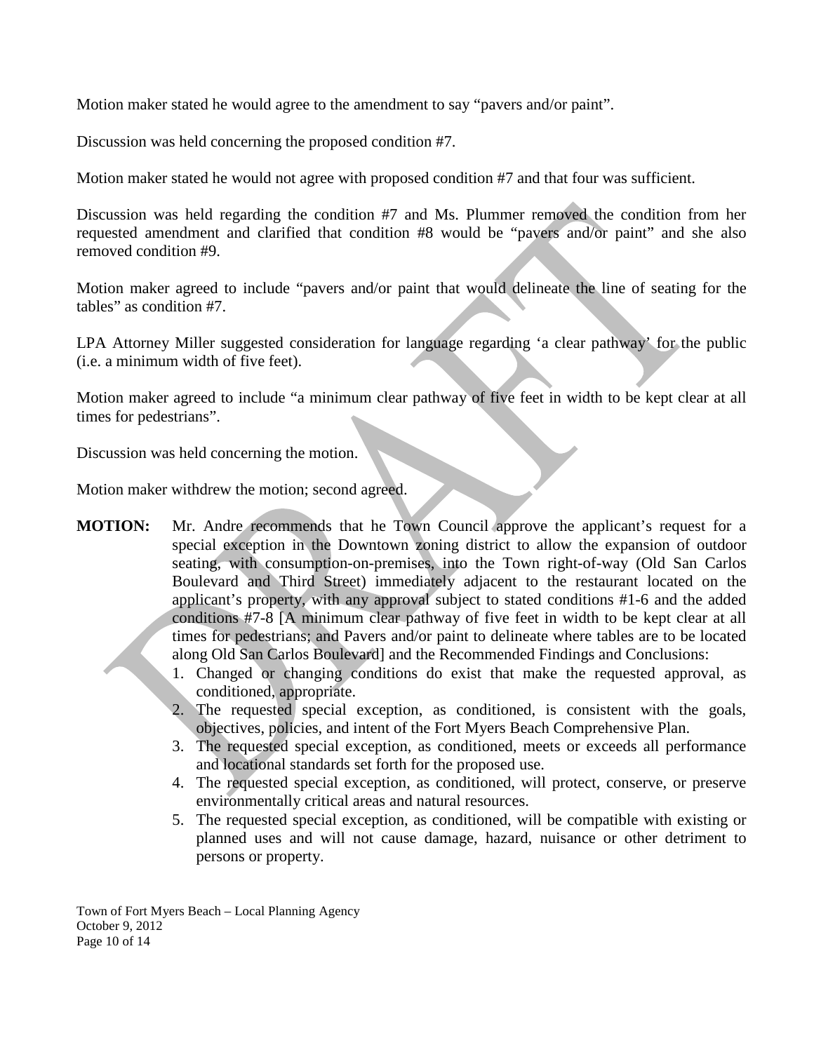Motion maker stated he would agree to the amendment to say "pavers and/or paint".

Discussion was held concerning the proposed condition #7.

Motion maker stated he would not agree with proposed condition #7 and that four was sufficient.

Discussion was held regarding the condition #7 and Ms. Plummer removed the condition from her requested amendment and clarified that condition #8 would be "pavers and/or paint" and she also removed condition #9.

Motion maker agreed to include "pavers and/or paint that would delineate the line of seating for the tables" as condition #7.

LPA Attorney Miller suggested consideration for language regarding 'a clear pathway' for the public (i.e. a minimum width of five feet).

Motion maker agreed to include "a minimum clear pathway of five feet in width to be kept clear at all times for pedestrians".

Discussion was held concerning the motion.

Motion maker withdrew the motion; second agreed.

**MOTION:** Mr. Andre recommends that he Town Council approve the applicant's request for a special exception in the Downtown zoning district to allow the expansion of outdoor seating, with consumption-on-premises, into the Town right-of-way (Old San Carlos Boulevard and Third Street) immediately adjacent to the restaurant located on the applicant's property, with any approval subject to stated conditions #1-6 and the added conditions #7-8 [A minimum clear pathway of five feet in width to be kept clear at all times for pedestrians; and Pavers and/or paint to delineate where tables are to be located along Old San Carlos Boulevard] and the Recommended Findings and Conclusions:

1. Changed or changing conditions do exist that make the requested approval, as conditioned, appropriate.
2. The requested special exception, as conditioned, is consistent with the goals, objectives, policies, and intent of the Fort Myers Beach Comprehensive Plan.
3. The requested special exception, as conditioned, meets or exceeds all performance and locational standards set forth for the proposed use.
4. The requested special exception, as conditioned, will protect, conserve, or preserve environmentally critical areas and natural resources.
5. The requested special exception, as conditioned, will be compatible with existing or planned uses and will not cause damage, hazard, nuisance or other detriment to persons or property.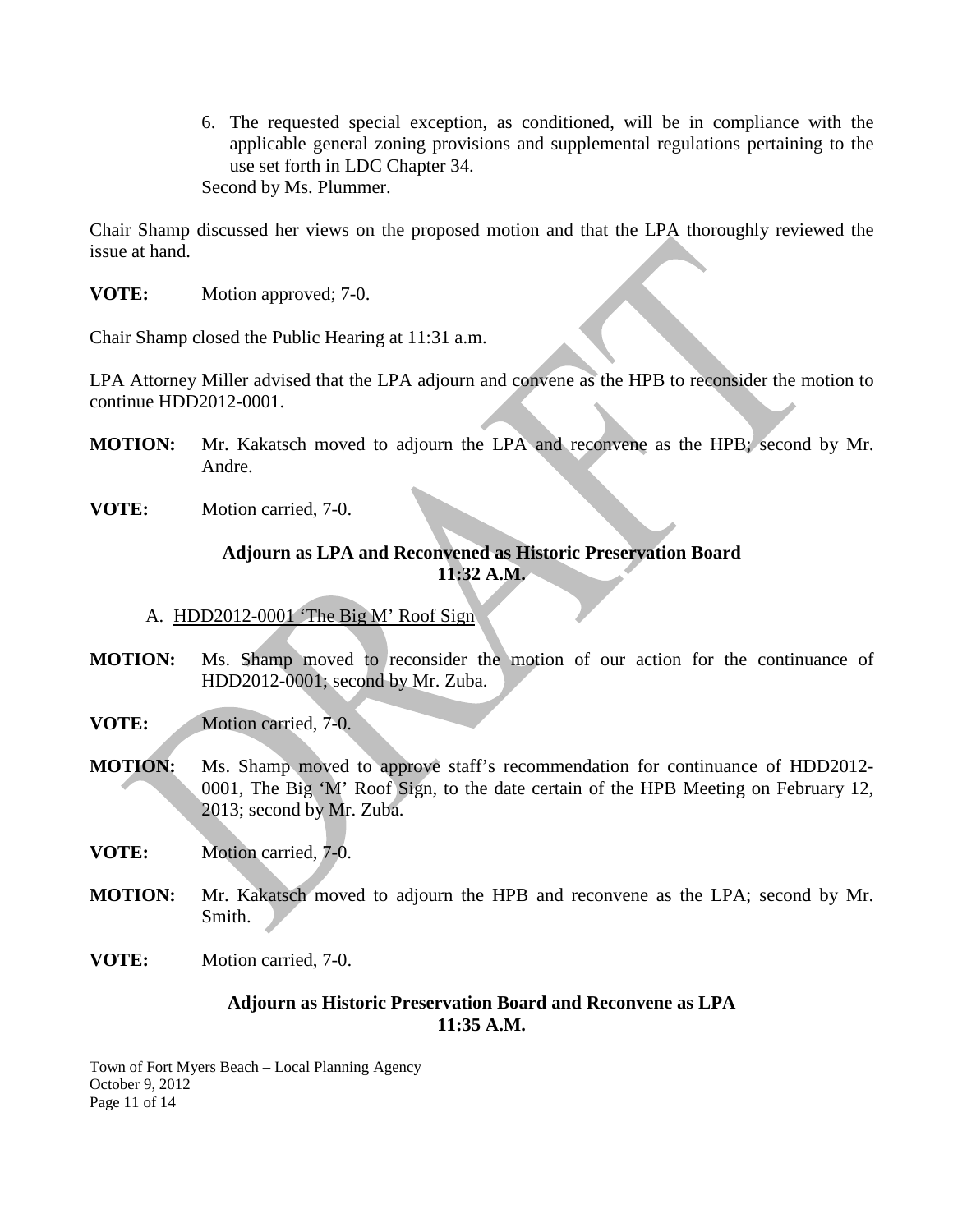6. The requested special exception, as conditioned, will be in compliance with the applicable general zoning provisions and supplemental regulations pertaining to the use set forth in LDC Chapter 34.

Second by Ms. Plummer.

Chair Shamp discussed her views on the proposed motion and that the LPA thoroughly reviewed the issue at hand.

**VOTE:** Motion approved; 7-0.

Chair Shamp closed the Public Hearing at 11:31 a.m.

LPA Attorney Miller advised that the LPA adjourn and convene as the HPB to reconsider the motion to continue HDD2012-0001.

**MOTION:** Mr. Kakatsch moved to adjourn the LPA and reconvene as the HPB; second by Mr. Andre.

**VOTE:** Motion carried, 7-0.

**Adjourn as LPA and Reconvened as Historic Preservation Board**
**11:32 A.M.**

A. HDD2012-0001 'The Big M' Roof Sign

**MOTION:** Ms. Shamp moved to reconsider the motion of our action for the continuance of HDD2012-0001; second by Mr. Zuba.

**VOTE:** Motion carried, 7-0.

**MOTION:** Ms. Shamp moved to approve staff's recommendation for continuance of HDD2012-0001, The Big 'M' Roof Sign, to the date certain of the HPB Meeting on February 12, 2013; second by Mr. Zuba.

**VOTE:** Motion carried, 7-0.

**MOTION:** Mr. Kakatsch moved to adjourn the HPB and reconvene as the LPA; second by Mr. Smith.

**VOTE:** Motion carried, 7-0.

**Adjourn as Historic Preservation Board and Reconvene as LPA**
**11:35 A.M.**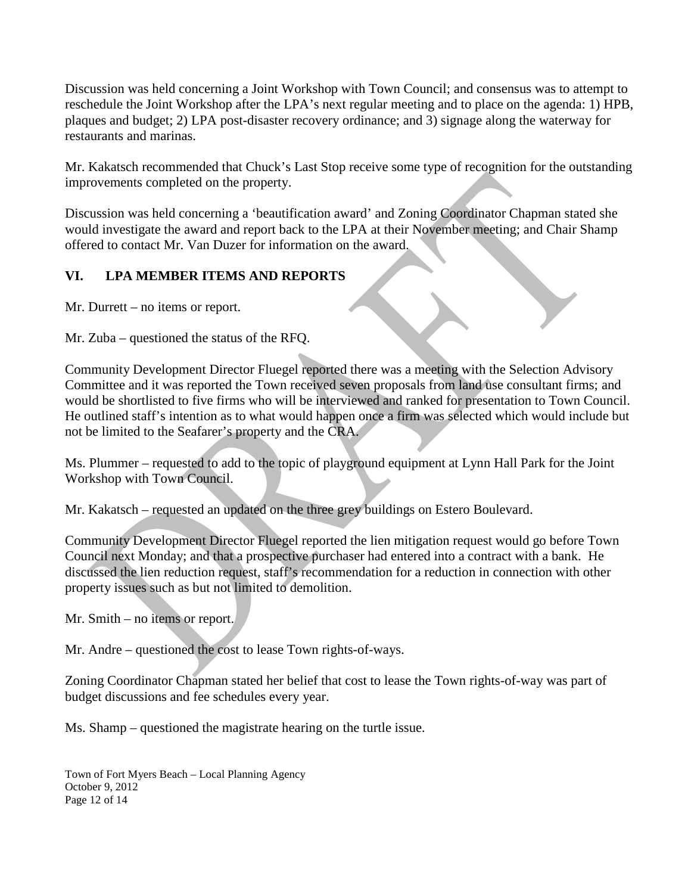Discussion was held concerning a Joint Workshop with Town Council; and consensus was to attempt to reschedule the Joint Workshop after the LPA's next regular meeting and to place on the agenda: 1) HPB, plaques and budget; 2) LPA post-disaster recovery ordinance; and 3) signage along the waterway for restaurants and marinas.

Mr. Kakatsch recommended that Chuck's Last Stop receive some type of recognition for the outstanding improvements completed on the property.

Discussion was held concerning a 'beautification award' and Zoning Coordinator Chapman stated she would investigate the award and report back to the LPA at their November meeting; and Chair Shamp offered to contact Mr. Van Duzer for information on the award.

## VI. LPA MEMBER ITEMS AND REPORTS

Mr. Durrett – no items or report.

Mr. Zuba – questioned the status of the RFQ.

Community Development Director Fluegel reported there was a meeting with the Selection Advisory Committee and it was reported the Town received seven proposals from land use consultant firms; and would be shortlisted to five firms who will be interviewed and ranked for presentation to Town Council. He outlined staff's intention as to what would happen once a firm was selected which would include but not be limited to the Seafarer's property and the CRA.

Ms. Plummer – requested to add to the topic of playground equipment at Lynn Hall Park for the Joint Workshop with Town Council.

Mr. Kakatsch – requested an updated on the three grey buildings on Estero Boulevard.

Community Development Director Fluegel reported the lien mitigation request would go before Town Council next Monday; and that a prospective purchaser had entered into a contract with a bank. He discussed the lien reduction request, staff's recommendation for a reduction in connection with other property issues such as but not limited to demolition.

Mr. Smith – no items or report.

Mr. Andre – questioned the cost to lease Town rights-of-ways.

Zoning Coordinator Chapman stated her belief that cost to lease the Town rights-of-way was part of budget discussions and fee schedules every year.

Ms. Shamp – questioned the magistrate hearing on the turtle issue.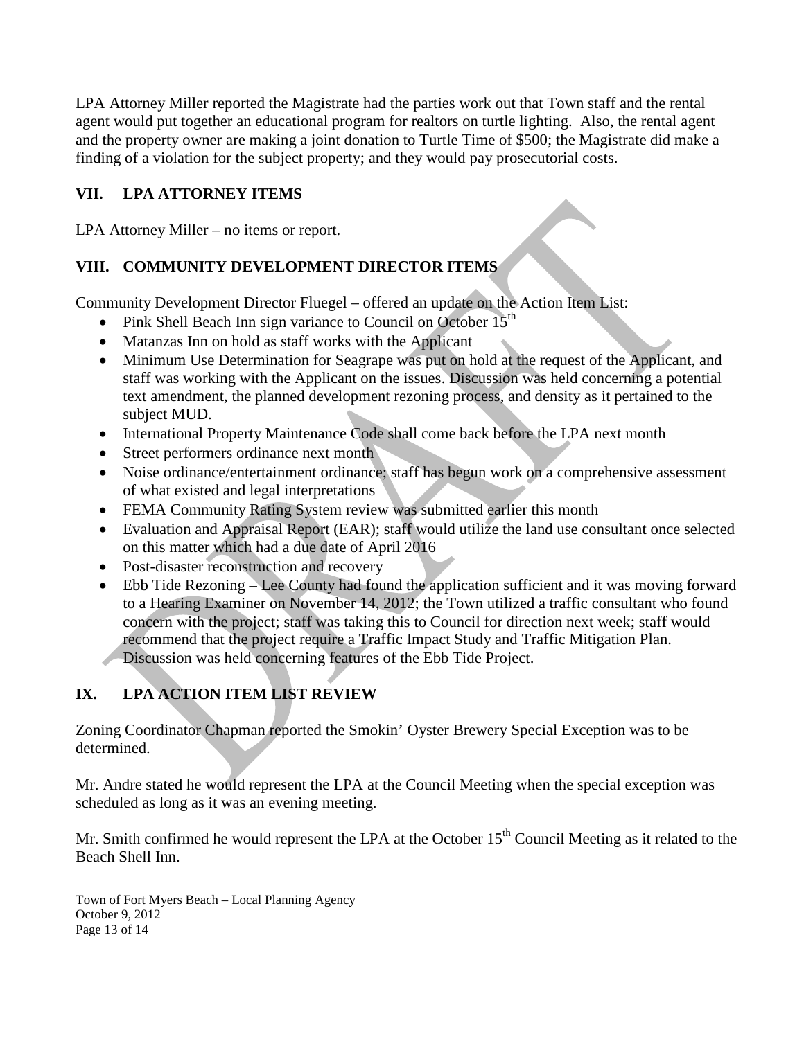LPA Attorney Miller reported the Magistrate had the parties work out that Town staff and the rental agent would put together an educational program for realtors on turtle lighting. Also, the rental agent and the property owner are making a joint donation to Turtle Time of $500; the Magistrate did make a finding of a violation for the subject property; and they would pay prosecutorial costs.

## VII. LPA ATTORNEY ITEMS

LPA Attorney Miller – no items or report.

## VIII. COMMUNITY DEVELOPMENT DIRECTOR ITEMS

Community Development Director Fluegel – offered an update on the Action Item List:

- Pink Shell Beach Inn sign variance to Council on October 15th
- Matanzas Inn on hold as staff works with the Applicant
- Minimum Use Determination for Seagrape was put on hold at the request of the Applicant, and staff was working with the Applicant on the issues. Discussion was held concerning a potential text amendment, the planned development rezoning process, and density as it pertained to the subject MUD.
- International Property Maintenance Code shall come back before the LPA next month
- Street performers ordinance next month
- Noise ordinance/entertainment ordinance; staff has begun work on a comprehensive assessment of what existed and legal interpretations
- FEMA Community Rating System review was submitted earlier this month
- Evaluation and Appraisal Report (EAR); staff would utilize the land use consultant once selected on this matter which had a due date of April 2016
- Post-disaster reconstruction and recovery
- Ebb Tide Rezoning – Lee County had found the application sufficient and it was moving forward to a Hearing Examiner on November 14, 2012; the Town utilized a traffic consultant who found concern with the project; staff was taking this to Council for direction next week; staff would recommend that the project require a Traffic Impact Study and Traffic Mitigation Plan. Discussion was held concerning features of the Ebb Tide Project.

## IX. LPA ACTION ITEM LIST REVIEW

Zoning Coordinator Chapman reported the Smokin' Oyster Brewery Special Exception was to be determined.

Mr. Andre stated he would represent the LPA at the Council Meeting when the special exception was scheduled as long as it was an evening meeting.

Mr. Smith confirmed he would represent the LPA at the October 15th Council Meeting as it related to the Beach Shell Inn.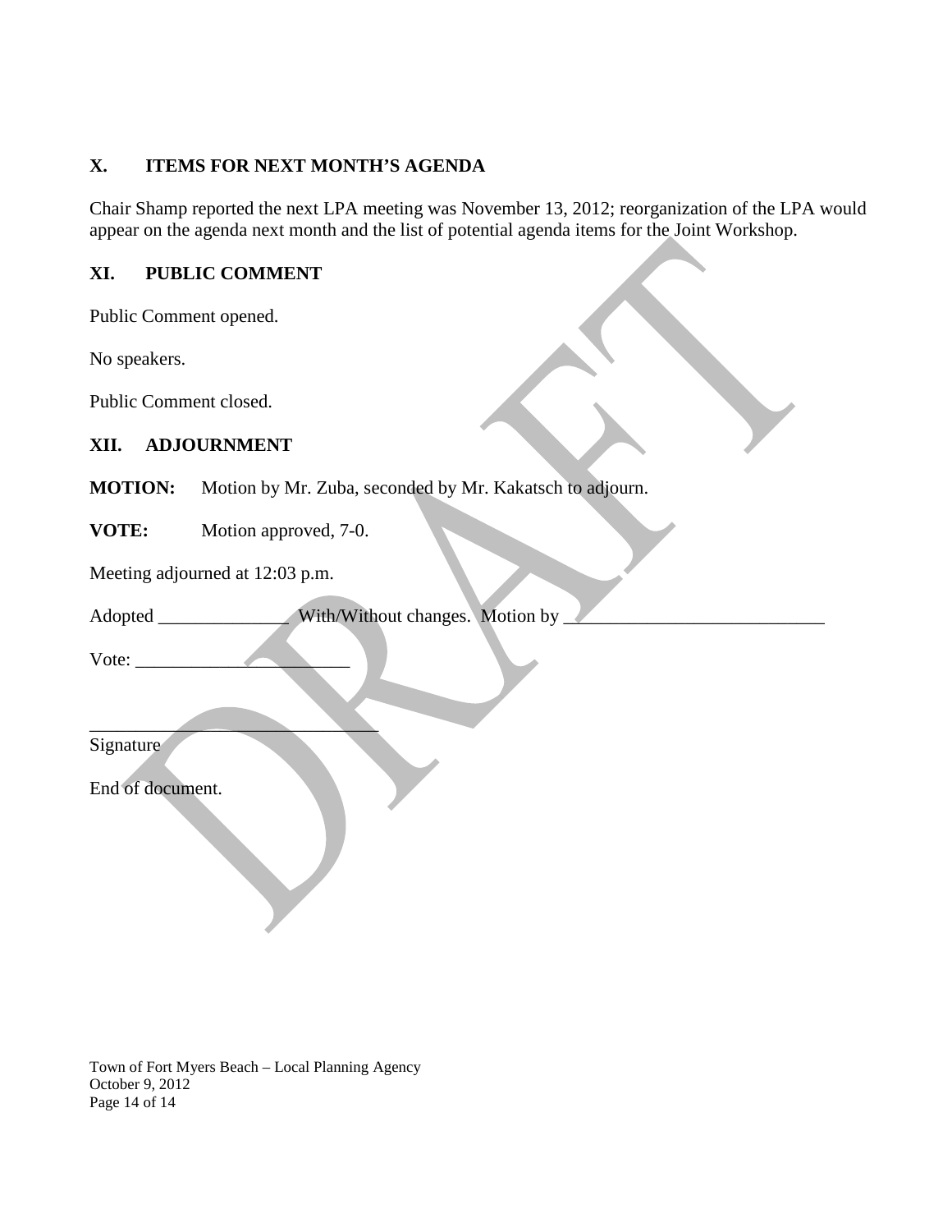## X. ITEMS FOR NEXT MONTH'S AGENDA

Chair Shamp reported the next LPA meeting was November 13, 2012; reorganization of the LPA would appear on the agenda next month and the list of potential agenda items for the Joint Workshop.

## XI. PUBLIC COMMENT

Public Comment opened.

No speakers.

Public Comment closed.

## XII. ADJOURNMENT

**MOTION:** Motion by Mr. Zuba, seconded by Mr. Kakatsch to adjourn.

**VOTE:** Motion approved, 7-0.

Meeting adjourned at 12:03 p.m.

Adopted ______________ With/Without changes. Motion by ____________________________

Vote: _______________________

________________________________
Signature

End of document.